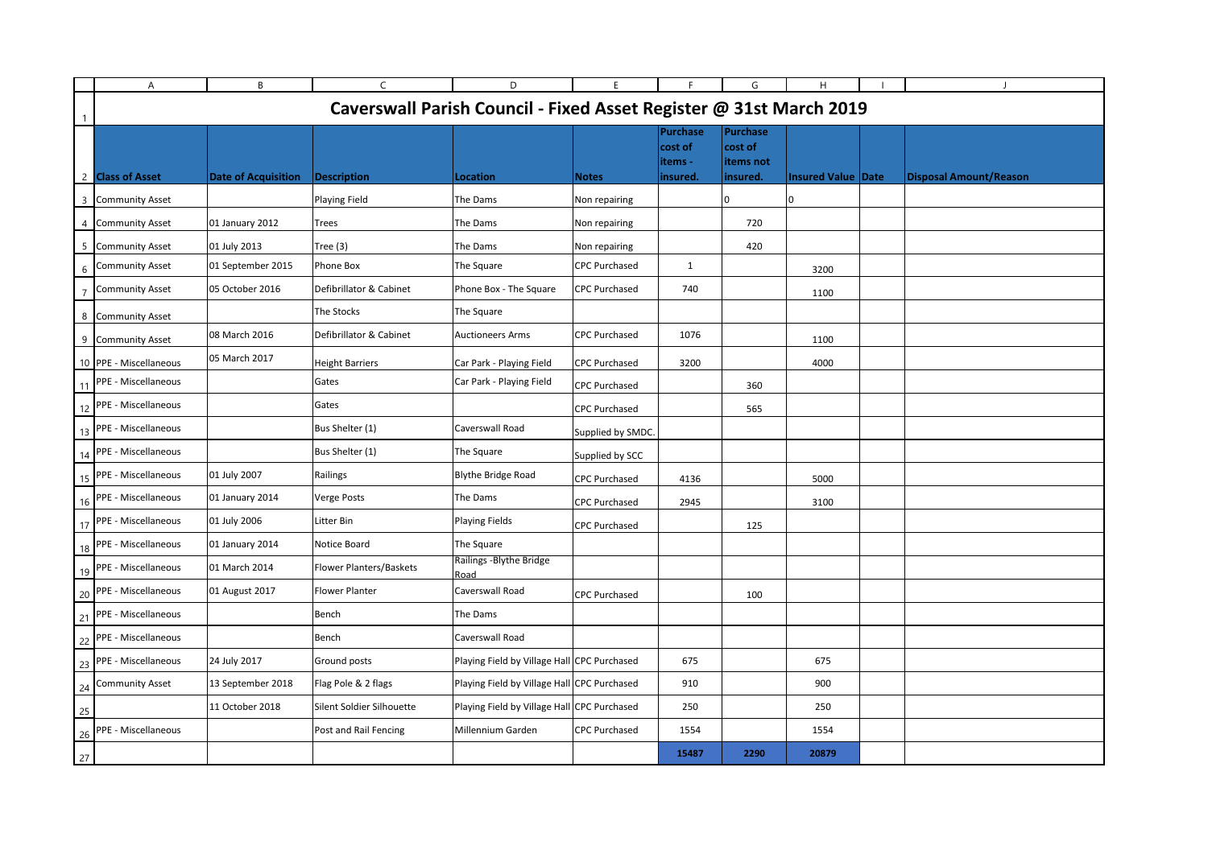# Caverswall Parish Council - Fixed Asset Register @ 31st March 2019

| Class of Asset | Date of Acquisition | Description | Location | Notes | Purchase cost of items - insured. | Purchase cost of items not insured. | Insured Value | Date | Disposal Amount/Reason |
|---|---|---|---|---|---|---|---|---|---|
| Community Asset | | Playing Field | The Dams | Non repairing | | 0 | 0 | | |
| Community Asset | 01 January 2012 | Trees | The Dams | Non repairing | | 720 | | | |
| Community Asset | 01 July 2013 | Tree (3) | The Dams | Non repairing | | 420 | | | |
| Community Asset | 01 September 2015 | Phone Box | The Square | CPC Purchased | 1 | | 3200 | | |
| Community Asset | 05 October 2016 | Defibrillator & Cabinet | Phone Box - The Square | CPC Purchased | 740 | | 1100 | | |
| Community Asset | | The Stocks | The Square | | | | | | |
| Community Asset | 08 March 2016 | Defibrillator & Cabinet | Auctioneers Arms | CPC Purchased | 1076 | | 1100 | | |
| PPE - Miscellaneous | 05 March 2017 | Height Barriers | Car Park - Playing Field | CPC Purchased | 3200 | | 4000 | | |
| PPE - Miscellaneous | | Gates | Car Park - Playing Field | CPC Purchased | | 360 | | | |
| PPE - Miscellaneous | | Gates | | CPC Purchased | | 565 | | | |
| PPE - Miscellaneous | | Bus Shelter (1) | Caverswall Road | Supplied by SMDC. | | | | | |
| PPE - Miscellaneous | | Bus Shelter (1) | The Square | Supplied by SCC | | | | | |
| PPE - Miscellaneous | 01 July 2007 | Railings | Blythe Bridge Road | CPC Purchased | 4136 | | 5000 | | |
| PPE - Miscellaneous | 01 January 2014 | Verge Posts | The Dams | CPC Purchased | 2945 | | 3100 | | |
| PPE - Miscellaneous | 01 July 2006 | Litter Bin | Playing Fields | CPC Purchased | | 125 | | | |
| PPE - Miscellaneous | 01 January 2014 | Notice Board | The Square | | | | | | |
| PPE - Miscellaneous | 01 March 2014 | Flower Planters/Baskets | Railings -Blythe Bridge Road | | | | | | |
| PPE - Miscellaneous | 01 August 2017 | Flower Planter | Caverswall Road | CPC Purchased | | 100 | | | |
| PPE - Miscellaneous | | Bench | The Dams | | | | | | |
| PPE - Miscellaneous | | Bench | Caverswall Road | | | | | | |
| PPE - Miscellaneous | 24 July 2017 | Ground posts | Playing Field by Village Hall | CPC Purchased | 675 | | 675 | | |
| Community Asset | 13 September 2018 | Flag Pole & 2 flags | Playing Field by Village Hall | CPC Purchased | 910 | | 900 | | |
| | 11 October 2018 | Silent Soldier Silhouette | Playing Field by Village Hall | CPC Purchased | 250 | | 250 | | |
| PPE - Miscellaneous | | Post and Rail Fencing | Millennium Garden | CPC Purchased | 1554 | | 1554 | | |
| | | | | | **15487** | **2290** | **20879** | | |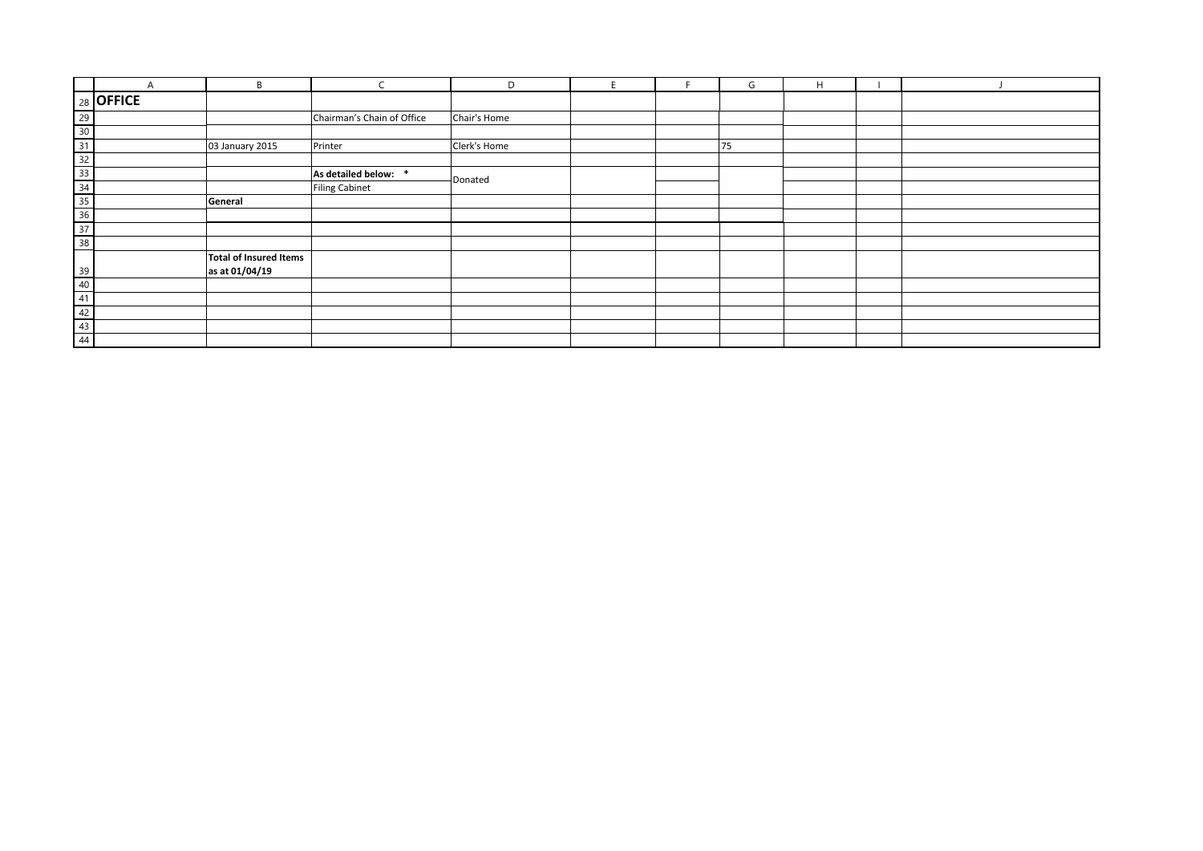| | A | B | C | D | E | F | G | H | I | J |
|---|---|---|---|---|---|---|---|---|---|---|
| 28 | **OFFICE** | | | | | | | | | |
| 29 | | | Chairman's Chain of Office | Chair's Home | | | | | | |
| 30 | | | | | | | | | | |
| 31 | | 03 January 2015 | Printer | Clerk's Home | | | 75 | | | |
| 32 | | | | | | | | | | |
| 33 | | | **As detailed below: \*** | Donated | | | | | | |
| 34 | | | Filing Cabinet | | | | | | | |
| 35 | | **General** | | | | | | | | |
| 36 | | | | | | | | | | |
| 37 | | | | | | | | | | |
| 38 | | | | | | | | | | |
| 39 | | **Total of Insured Items as at 01/04/19** | | | | | | | | |
| 40 | | | | | | | | | | |
| 41 | | | | | | | | | | |
| 42 | | | | | | | | | | |
| 43 | | | | | | | | | | |
| 44 | | | | | | | | | | |